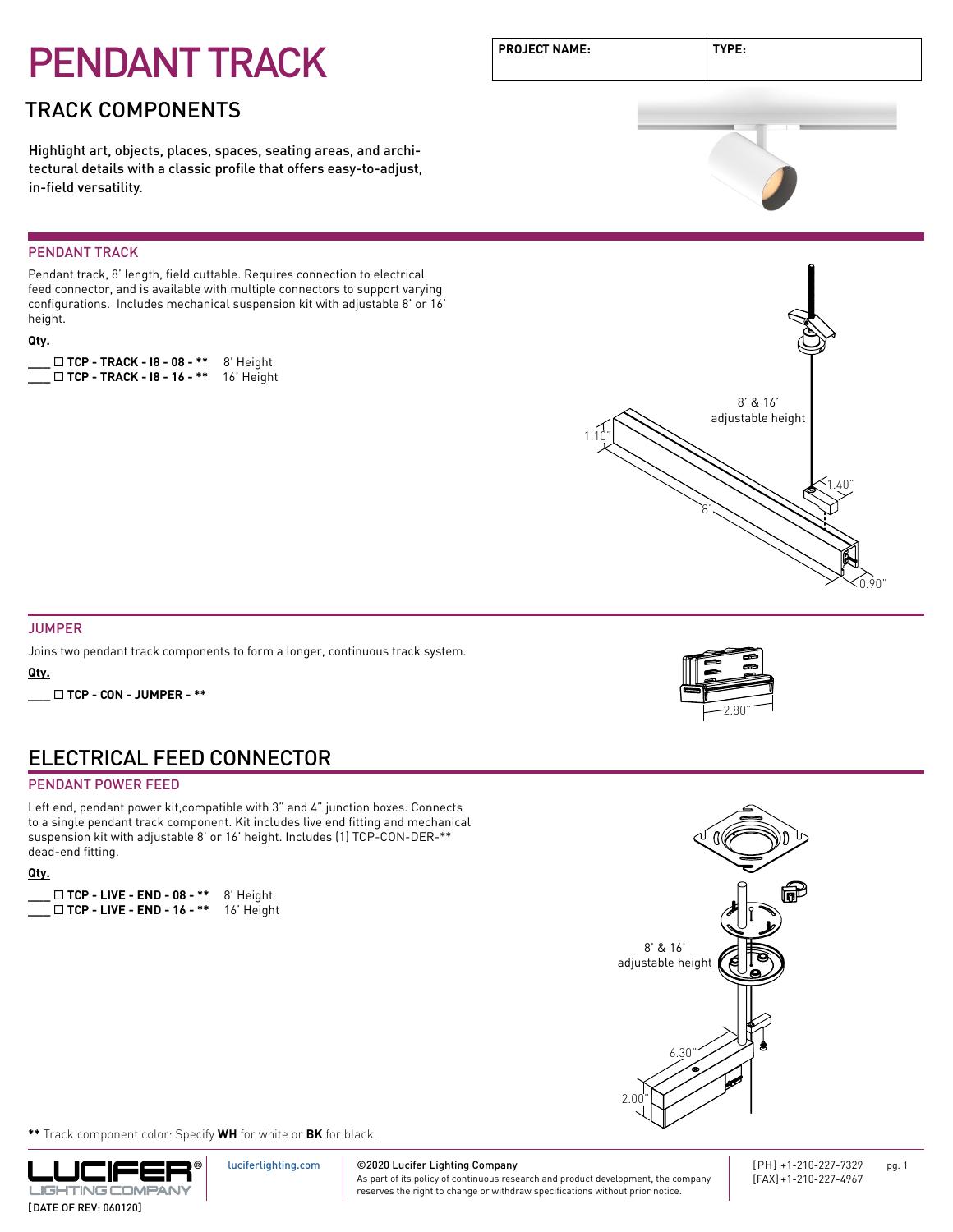# PENDANT TRACK

| PROJECT NAME: | TYPE: |
|---|---|
| | |

## TRACK COMPONENTS

Highlight art, objects, places, spaces, seating areas, and architectural details with a classic profile that offers easy-to-adjust, in-field versatility.

### PENDANT TRACK

Pendant track, 8' length, field cuttable. Requires connection to electrical feed connector, and is available with multiple connectors to support varying configurations. Includes mechanical suspension kit with adjustable 8' or 16' height.

**Qty.**

___ ☐ **TCP - TRACK - I8 - 08 - ** ** 8' Height
___ ☐ **TCP - TRACK - I8 - 16 - ** ** 16' Height

8' & 16' adjustable height

1.10"

1.40"

8'

0.90"

### JUMPER

Joins two pendant track components to form a longer, continuous track system.

**Qty.**

___ ☐ **TCP - CON - JUMPER - ****

2.80"

## ELECTRICAL FEED CONNECTOR

### PENDANT POWER FEED

Left end, pendant power kit,compatible with 3" and 4" junction boxes. Connects to a single pendant track component. Kit includes live end fitting and mechanical suspension kit with adjustable 8' or 16' height. Includes (1) TCP-CON-DER-** dead-end fitting.

**Qty.**

___ ☐ **TCP - LIVE - END - 08 - ** ** 8' Height
___ ☐ **TCP - LIVE - END - 16 - ** ** 16' Height

8' & 16' adjustable height

6.30"

2.00"

**\*\*** Track component color: Specify **WH** for white or **BK** for black.

LUCIFER® LIGHTING COMPANY

[DATE OF REV: 060120]

luciferlighting.com

©2020 Lucifer Lighting Company
As part of its policy of continuous research and product development, the company reserves the right to change or withdraw specifications without prior notice.

[PH] +1-210-227-7329
[FAX] +1-210-227-4967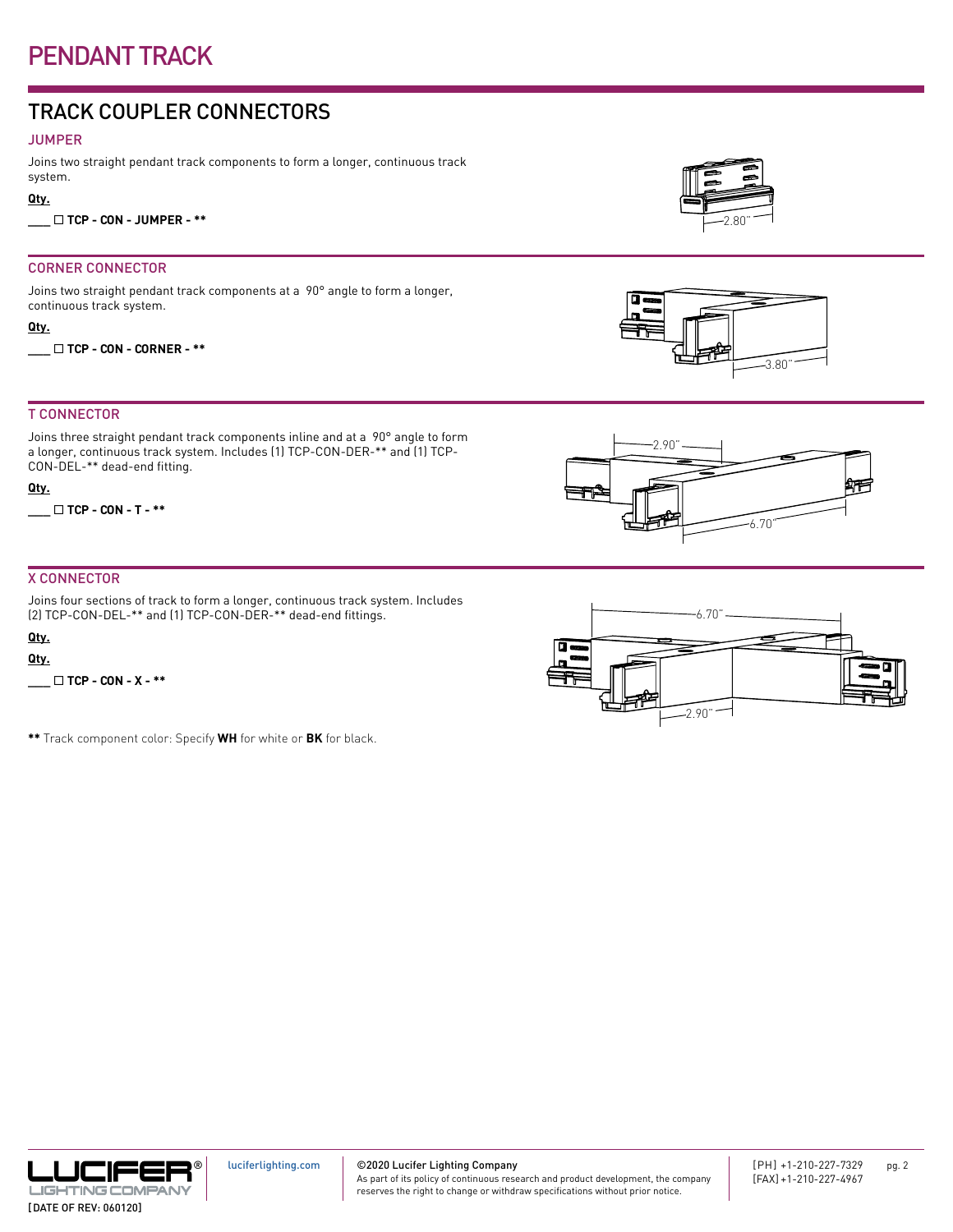# PENDANT TRACK

## TRACK COUPLER CONNECTORS

### JUMPER

Joins two straight pendant track components to form a longer, continuous track system.

**Qty.**

**___ ☐ TCP - CON - JUMPER - ****

2.80"

### CORNER CONNECTOR

Joins two straight pendant track components at a 90° angle to form a longer, continuous track system.

**Qty.**

**___ ☐ TCP - CON - CORNER - ****

3.80"

### T CONNECTOR

Joins three straight pendant track components inline and at a 90° angle to form a longer, continuous track system. Includes (1) TCP-CON-DER-** and (1) TCP-CON-DEL-** dead-end fitting.

**Qty.**

**___ ☐ TCP - CON - T - ****

2.90"

6.70"

### X CONNECTOR

Joins four sections of track to form a longer, continuous track system. Includes (2) TCP-CON-DEL-** and (1) TCP-CON-DER-** dead-end fittings.

**Qty.**

**Qty.**

**___ ☐ TCP - CON - X - ****

6.70"

2.90"

**\*\*** Track component color: Specify **WH** for white or **BK** for black.

LUCIFER® LIGHTING COMPANY

[DATE OF REV: 060120]

luciferlighting.com

©2020 Lucifer Lighting Company
As part of its policy of continuous research and product development, the company reserves the right to change or withdraw specifications without prior notice.

[PH] +1-210-227-7329
[FAX] +1-210-227-4967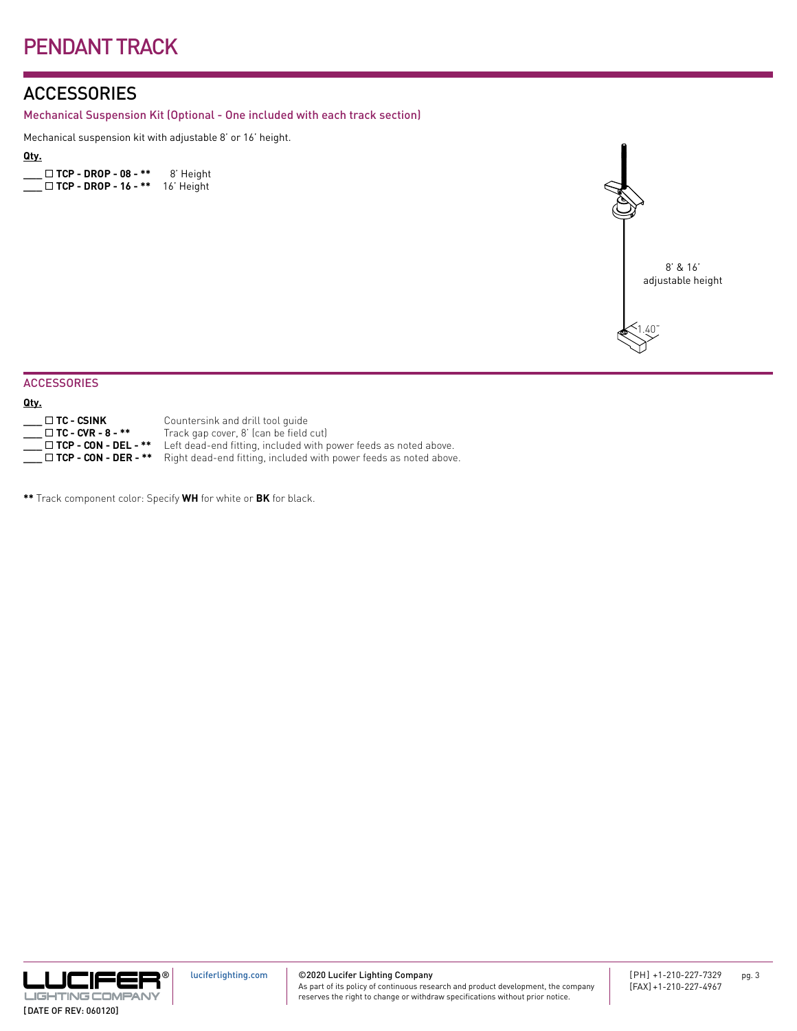# PENDANT TRACK

## ACCESSORIES

### Mechanical Suspension Kit (Optional - One included with each track section)

Mechanical suspension kit with adjustable 8' or 16' height.

**Qty.**

___ ☐ **TCP - DROP - 08 - **** 8' Height
___ ☐ **TCP - DROP - 16 - **** 16' Height

8' & 16' adjustable height

1.40"

### ACCESSORIES

**Qty.**

___ ☐ **TC - CSINK** Countersink and drill tool guide
___ ☐ **TC - CVR - 8 - **** Track gap cover, 8' (can be field cut)
___ ☐ **TCP - CON - DEL - **** Left dead-end fitting, included with power feeds as noted above.
___ ☐ **TCP - CON - DER - **** Right dead-end fitting, included with power feeds as noted above.

**** Track component color: Specify **WH** for white or **BK** for black.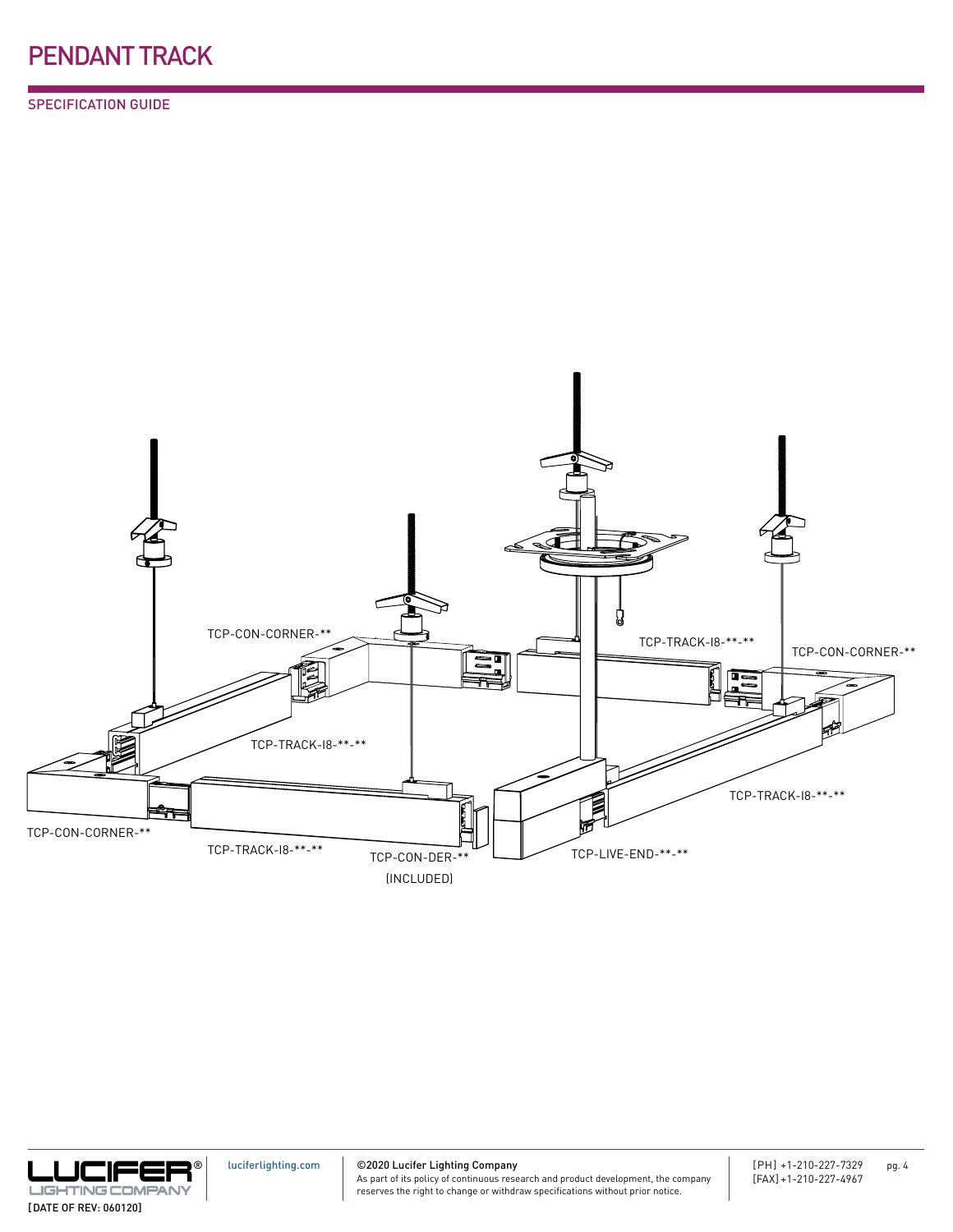# PENDANT TRACK

## SPECIFICATION GUIDE

TCP-CON-CORNER-**

TCP-TRACK-I8-**-**

TCP-CON-CORNER-**

TCP-TRACK-I8-**-**

TCP-CON-CORNER-**

TCP-TRACK-I8-**-**

TCP-CON-DER-**
(INCLUDED)

TCP-LIVE-END-**-**

TCP-TRACK-I8-**-**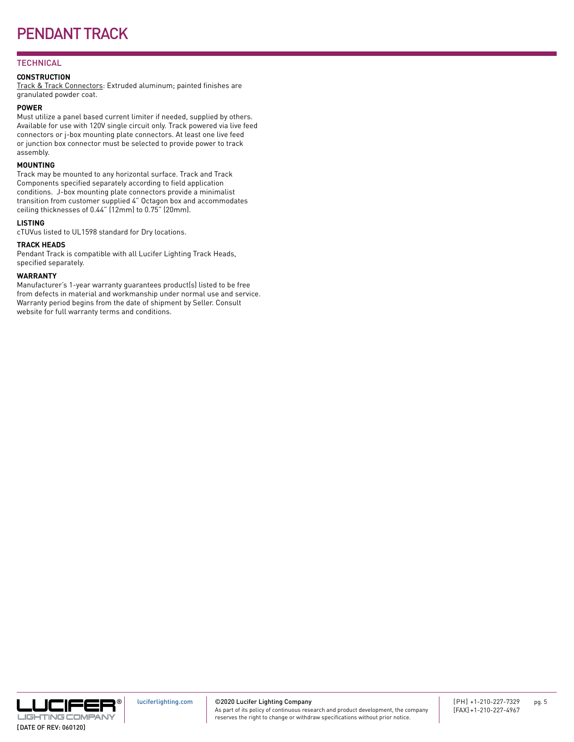# PENDANT TRACK

## TECHNICAL

**CONSTRUCTION**

Track & Track Connectors: Extruded aluminum; painted finishes are granulated powder coat.

**POWER**

Must utilize a panel based current limiter if needed, supplied by others. Available for use with 120V single circuit only. Track powered via live feed connectors or j-box mounting plate connectors. At least one live feed or junction box connector must be selected to provide power to track assembly.

**MOUNTING**

Track may be mounted to any horizontal surface. Track and Track Components specified separately according to field application conditions. J-box mounting plate connectors provide a minimalist transition from customer supplied 4" Octagon box and accommodates ceiling thicknesses of 0.44" (12mm) to 0.75" (20mm).

**LISTING**

cTUVus listed to UL1598 standard for Dry locations.

**TRACK HEADS**

Pendant Track is compatible with all Lucifer Lighting Track Heads, specified separately.

**WARRANTY**

Manufacturer's 1-year warranty guarantees product(s) listed to be free from defects in material and workmanship under normal use and service. Warranty period begins from the date of shipment by Seller. Consult website for full warranty terms and conditions.

LUCIFER® LIGHTING COMPANY

[DATE OF REV: 060120]

luciferlighting.com

©2020 Lucifer Lighting Company
As part of its policy of continuous research and product development, the company reserves the right to change or withdraw specifications without prior notice.

[PH] +1-210-227-7329
[FAX] +1-210-227-4967